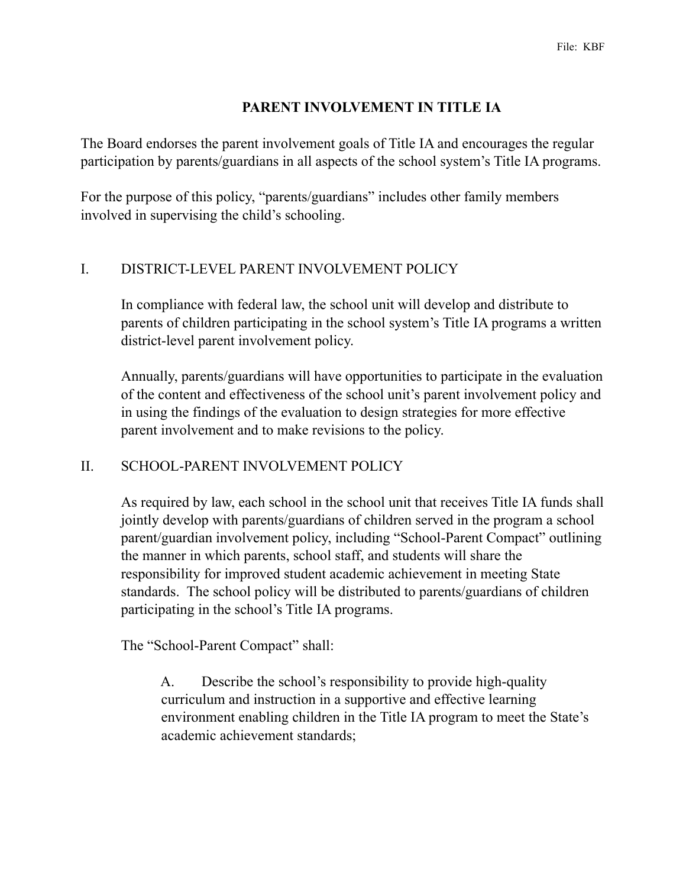# PARENT INVOLVEMENT IN TITLE IA

The Board endorses the parent involvement goals of Title IA and encourages the regular participation by parents/guardians in all aspects of the school system's Title IA programs.

For the purpose of this policy, "parents/guardians" includes other family members involved in supervising the child's schooling.

## I. DISTRICT-LEVEL PARENT INVOLVEMENT POLICY

In compliance with federal law, the school unit will develop and distribute to parents of children participating in the school system's Title IA programs a written district-level parent involvement policy.

Annually, parents/guardians will have opportunities to participate in the evaluation of the content and effectiveness of the school unit's parent involvement policy and in using the findings of the evaluation to design strategies for more effective parent involvement and to make revisions to the policy.

## II. SCHOOL-PARENT INVOLVEMENT POLICY

As required by law, each school in the school unit that receives Title IA funds shall jointly develop with parents/guardians of children served in the program a school parent/guardian involvement policy, including "School-Parent Compact" outlining the manner in which parents, school staff, and students will share the responsibility for improved student academic achievement in meeting State standards. The school policy will be distributed to parents/guardians of children participating in the school's Title IA programs.

The "School-Parent Compact" shall:

A. Describe the school's responsibility to provide high-quality curriculum and instruction in a supportive and effective learning environment enabling children in the Title IA program to meet the State's academic achievement standards;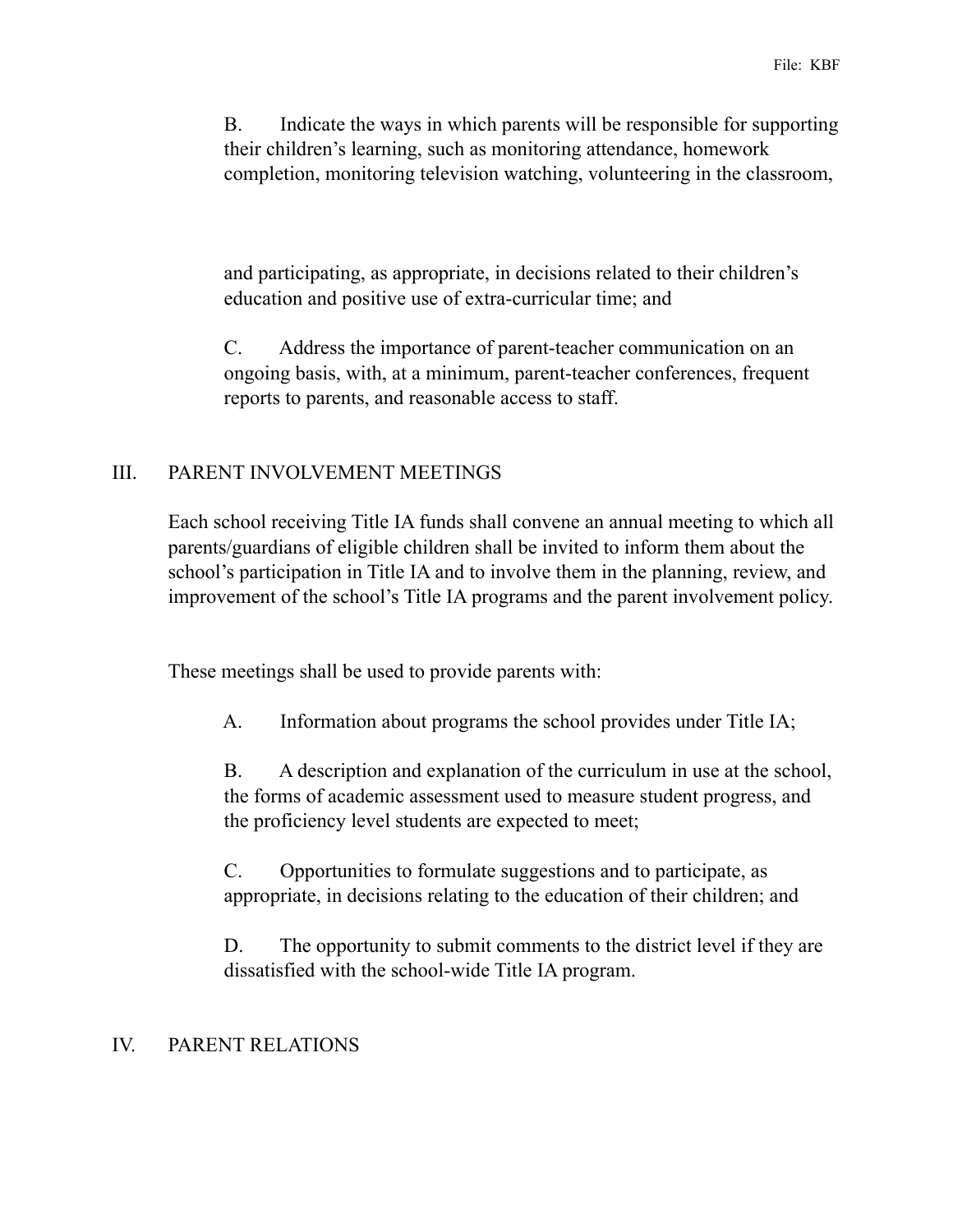B. Indicate the ways in which parents will be responsible for supporting their children's learning, such as monitoring attendance, homework completion, monitoring television watching, volunteering in the classroom, and participating, as appropriate, in decisions related to their children's education and positive use of extra-curricular time; and

C. Address the importance of parent-teacher communication on an ongoing basis, with, at a minimum, parent-teacher conferences, frequent reports to parents, and reasonable access to staff.

## III. PARENT INVOLVEMENT MEETINGS

Each school receiving Title IA funds shall convene an annual meeting to which all parents/guardians of eligible children shall be invited to inform them about the school's participation in Title IA and to involve them in the planning, review, and improvement of the school's Title IA programs and the parent involvement policy.

These meetings shall be used to provide parents with:

A. Information about programs the school provides under Title IA;

B. A description and explanation of the curriculum in use at the school, the forms of academic assessment used to measure student progress, and the proficiency level students are expected to meet;

C. Opportunities to formulate suggestions and to participate, as appropriate, in decisions relating to the education of their children; and

D. The opportunity to submit comments to the district level if they are dissatisfied with the school-wide Title IA program.

## IV. PARENT RELATIONS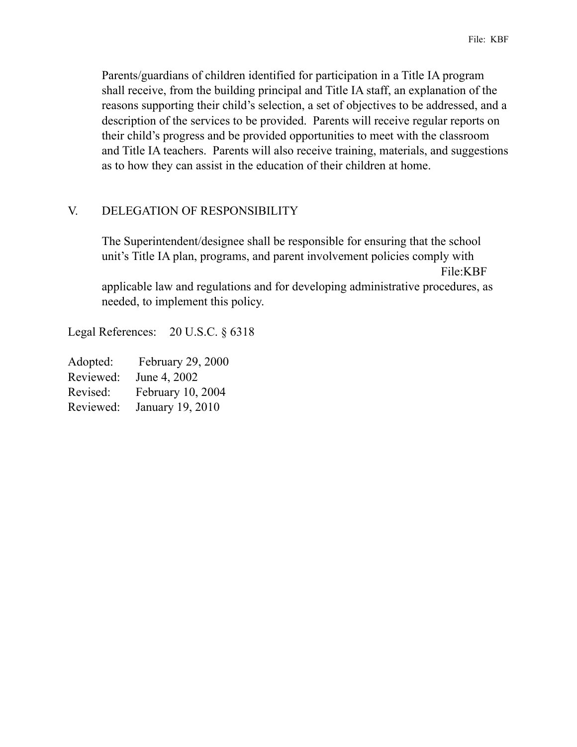Parents/guardians of children identified for participation in a Title IA program shall receive, from the building principal and Title IA staff, an explanation of the reasons supporting their child's selection, a set of objectives to be addressed, and a description of the services to be provided. Parents will receive regular reports on their child's progress and be provided opportunities to meet with the classroom and Title IA teachers. Parents will also receive training, materials, and suggestions as to how they can assist in the education of their children at home.

## V. DELEGATION OF RESPONSIBILITY

The Superintendent/designee shall be responsible for ensuring that the school unit's Title IA plan, programs, and parent involvement policies comply with applicable law and regulations and for developing administrative procedures, as needed, to implement this policy.

Legal References: 20 U.S.C. § 6318

Adopted: February 29, 2000
Reviewed: June 4, 2002
Revised: February 10, 2004
Reviewed: January 19, 2010